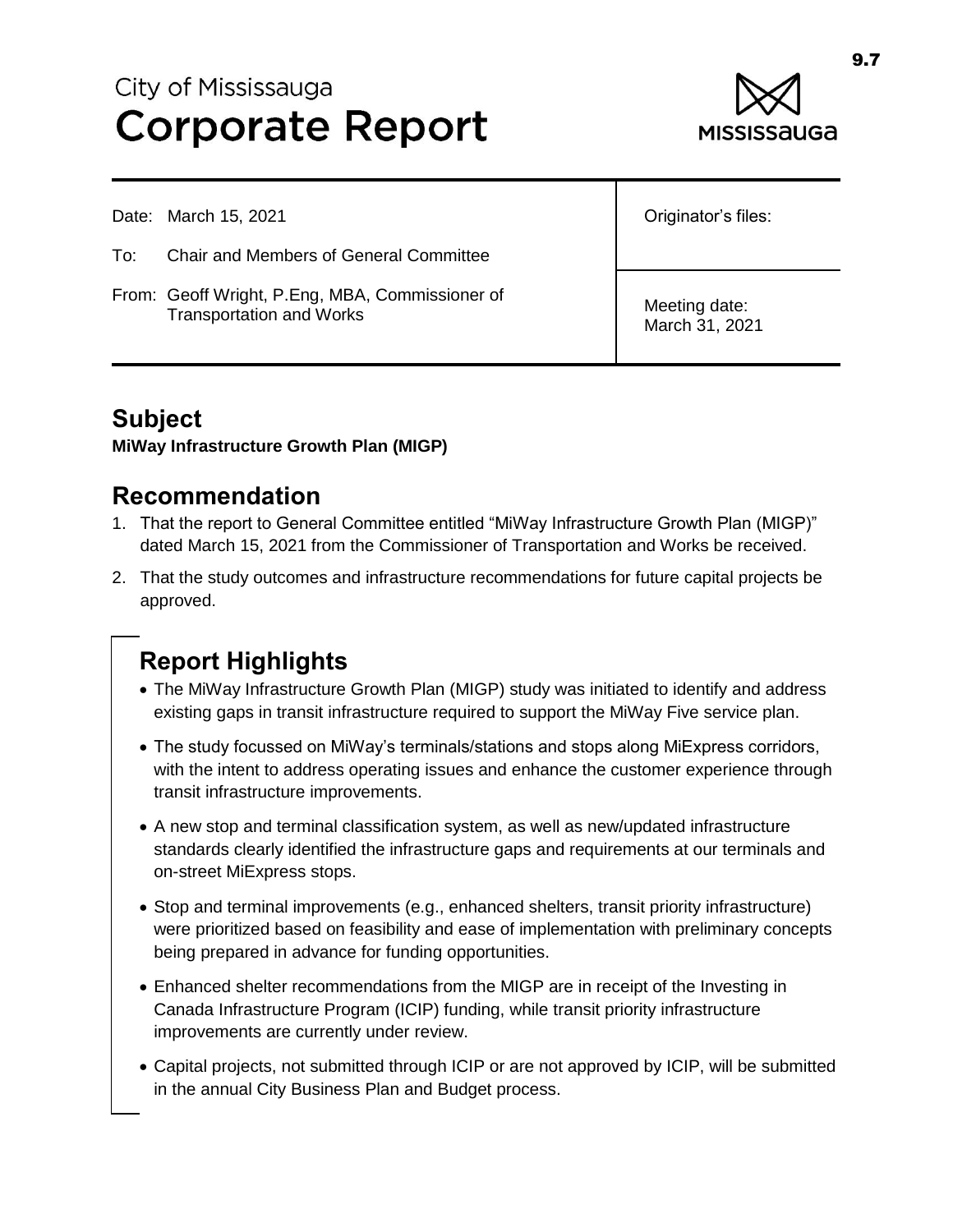# City of Mississauga
# Corporate Report

| | |
|---|---|
| Date: March 15, 2021 | Originator's files: |
| To: Chair and Members of General Committee | |
| From: Geoff Wright, P.Eng, MBA, Commissioner of Transportation and Works | Meeting date: March 31, 2021 |

## Subject

**MiWay Infrastructure Growth Plan (MIGP)**

## Recommendation

1. That the report to General Committee entitled "MiWay Infrastructure Growth Plan (MIGP)" dated March 15, 2021 from the Commissioner of Transportation and Works be received.
2. That the study outcomes and infrastructure recommendations for future capital projects be approved.

## Report Highlights

- The MiWay Infrastructure Growth Plan (MIGP) study was initiated to identify and address existing gaps in transit infrastructure required to support the MiWay Five service plan.
- The study focussed on MiWay's terminals/stations and stops along MiExpress corridors, with the intent to address operating issues and enhance the customer experience through transit infrastructure improvements.
- A new stop and terminal classification system, as well as new/updated infrastructure standards clearly identified the infrastructure gaps and requirements at our terminals and on-street MiExpress stops.
- Stop and terminal improvements (e.g., enhanced shelters, transit priority infrastructure) were prioritized based on feasibility and ease of implementation with preliminary concepts being prepared in advance for funding opportunities.
- Enhanced shelter recommendations from the MIGP are in receipt of the Investing in Canada Infrastructure Program (ICIP) funding, while transit priority infrastructure improvements are currently under review.
- Capital projects, not submitted through ICIP or are not approved by ICIP, will be submitted in the annual City Business Plan and Budget process.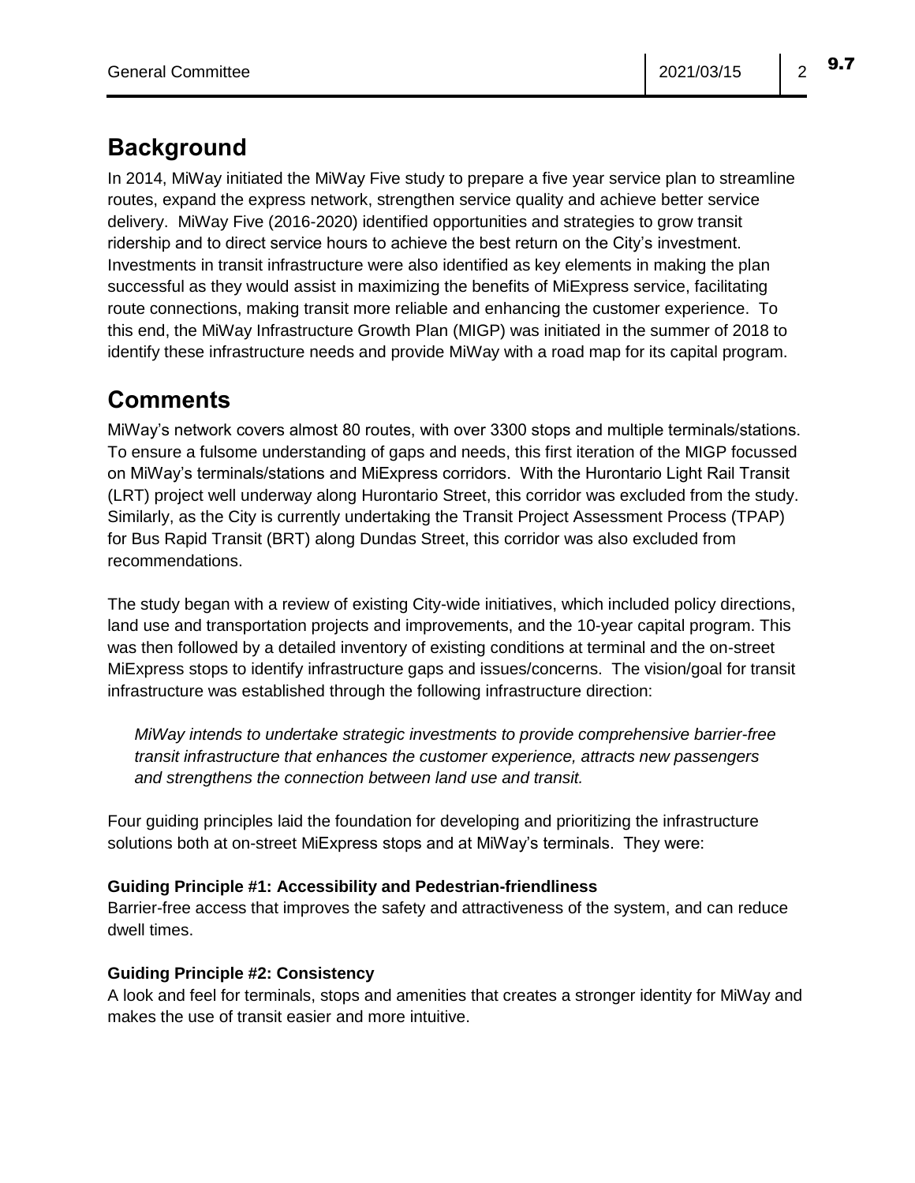## Background

In 2014, MiWay initiated the MiWay Five study to prepare a five year service plan to streamline routes, expand the express network, strengthen service quality and achieve better service delivery. MiWay Five (2016-2020) identified opportunities and strategies to grow transit ridership and to direct service hours to achieve the best return on the City's investment. Investments in transit infrastructure were also identified as key elements in making the plan successful as they would assist in maximizing the benefits of MiExpress service, facilitating route connections, making transit more reliable and enhancing the customer experience. To this end, the MiWay Infrastructure Growth Plan (MIGP) was initiated in the summer of 2018 to identify these infrastructure needs and provide MiWay with a road map for its capital program.

## Comments

MiWay's network covers almost 80 routes, with over 3300 stops and multiple terminals/stations. To ensure a fulsome understanding of gaps and needs, this first iteration of the MIGP focussed on MiWay's terminals/stations and MiExpress corridors. With the Hurontario Light Rail Transit (LRT) project well underway along Hurontario Street, this corridor was excluded from the study. Similarly, as the City is currently undertaking the Transit Project Assessment Process (TPAP) for Bus Rapid Transit (BRT) along Dundas Street, this corridor was also excluded from recommendations.

The study began with a review of existing City-wide initiatives, which included policy directions, land use and transportation projects and improvements, and the 10-year capital program. This was then followed by a detailed inventory of existing conditions at terminal and the on-street MiExpress stops to identify infrastructure gaps and issues/concerns. The vision/goal for transit infrastructure was established through the following infrastructure direction:

> *MiWay intends to undertake strategic investments to provide comprehensive barrier-free transit infrastructure that enhances the customer experience, attracts new passengers and strengthens the connection between land use and transit.*

Four guiding principles laid the foundation for developing and prioritizing the infrastructure solutions both at on-street MiExpress stops and at MiWay's terminals. They were:

**Guiding Principle #1: Accessibility and Pedestrian-friendliness**
Barrier-free access that improves the safety and attractiveness of the system, and can reduce dwell times.

**Guiding Principle #2: Consistency**
A look and feel for terminals, stops and amenities that creates a stronger identity for MiWay and makes the use of transit easier and more intuitive.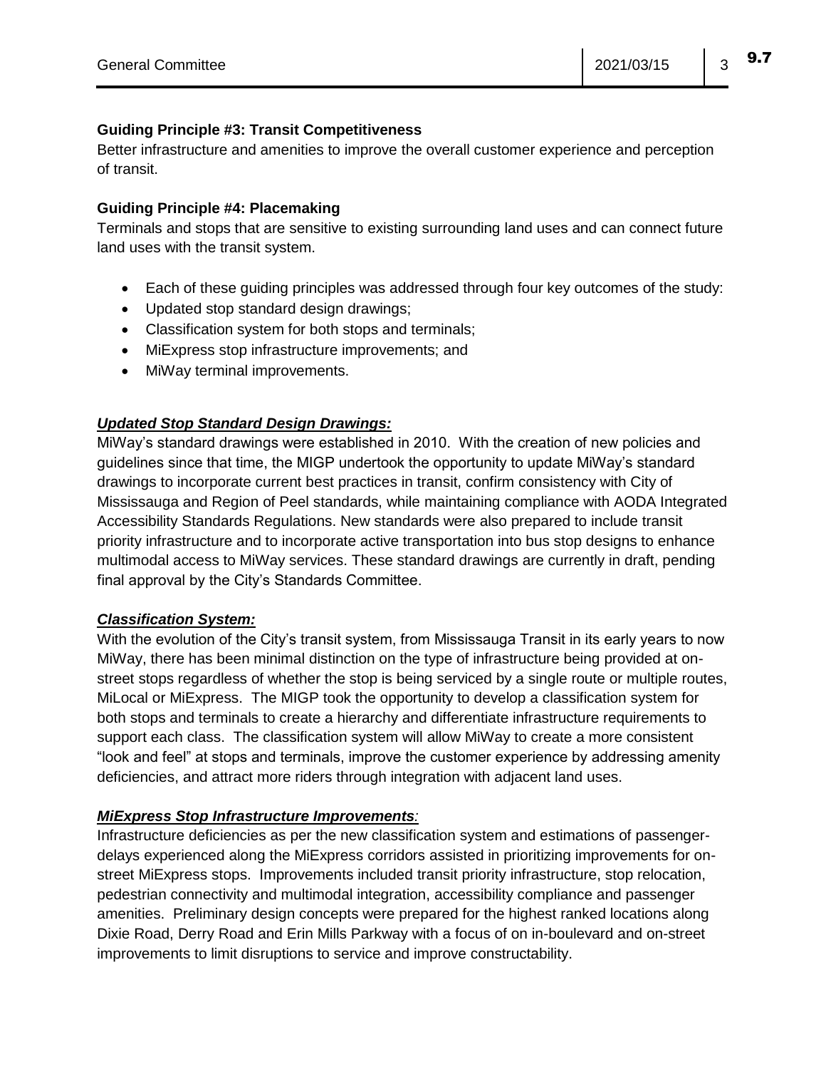**Guiding Principle #3: Transit Competitiveness**
Better infrastructure and amenities to improve the overall customer experience and perception of transit.

**Guiding Principle #4: Placemaking**
Terminals and stops that are sensitive to existing surrounding land uses and can connect future land uses with the transit system.

- Each of these guiding principles was addressed through four key outcomes of the study:
- Updated stop standard design drawings;
- Classification system for both stops and terminals;
- MiExpress stop infrastructure improvements; and
- MiWay terminal improvements.

***Updated Stop Standard Design Drawings:***
MiWay's standard drawings were established in 2010. With the creation of new policies and guidelines since that time, the MIGP undertook the opportunity to update MiWay's standard drawings to incorporate current best practices in transit, confirm consistency with City of Mississauga and Region of Peel standards, while maintaining compliance with AODA Integrated Accessibility Standards Regulations. New standards were also prepared to include transit priority infrastructure and to incorporate active transportation into bus stop designs to enhance multimodal access to MiWay services. These standard drawings are currently in draft, pending final approval by the City's Standards Committee.

***Classification System:***
With the evolution of the City's transit system, from Mississauga Transit in its early years to now MiWay, there has been minimal distinction on the type of infrastructure being provided at on-street stops regardless of whether the stop is being serviced by a single route or multiple routes, MiLocal or MiExpress. The MIGP took the opportunity to develop a classification system for both stops and terminals to create a hierarchy and differentiate infrastructure requirements to support each class. The classification system will allow MiWay to create a more consistent "look and feel" at stops and terminals, improve the customer experience by addressing amenity deficiencies, and attract more riders through integration with adjacent land uses.

***MiExpress Stop Infrastructure Improvements:***
Infrastructure deficiencies as per the new classification system and estimations of passenger-delays experienced along the MiExpress corridors assisted in prioritizing improvements for on-street MiExpress stops. Improvements included transit priority infrastructure, stop relocation, pedestrian connectivity and multimodal integration, accessibility compliance and passenger amenities. Preliminary design concepts were prepared for the highest ranked locations along Dixie Road, Derry Road and Erin Mills Parkway with a focus of on in-boulevard and on-street improvements to limit disruptions to service and improve constructability.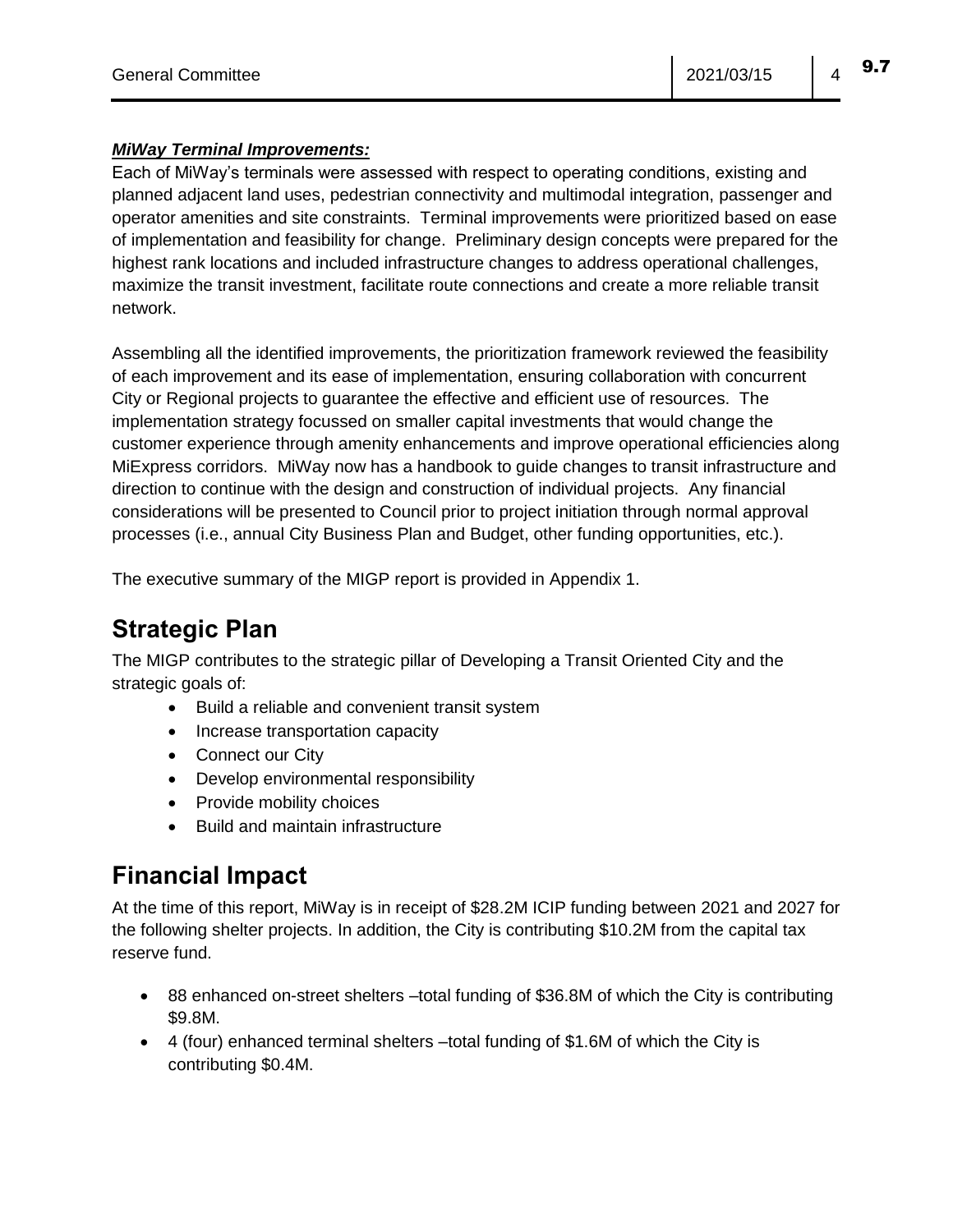***MiWay Terminal Improvements:***

Each of MiWay's terminals were assessed with respect to operating conditions, existing and planned adjacent land uses, pedestrian connectivity and multimodal integration, passenger and operator amenities and site constraints. Terminal improvements were prioritized based on ease of implementation and feasibility for change. Preliminary design concepts were prepared for the highest rank locations and included infrastructure changes to address operational challenges, maximize the transit investment, facilitate route connections and create a more reliable transit network.

Assembling all the identified improvements, the prioritization framework reviewed the feasibility of each improvement and its ease of implementation, ensuring collaboration with concurrent City or Regional projects to guarantee the effective and efficient use of resources. The implementation strategy focussed on smaller capital investments that would change the customer experience through amenity enhancements and improve operational efficiencies along MiExpress corridors. MiWay now has a handbook to guide changes to transit infrastructure and direction to continue with the design and construction of individual projects. Any financial considerations will be presented to Council prior to project initiation through normal approval processes (i.e., annual City Business Plan and Budget, other funding opportunities, etc.).

The executive summary of the MIGP report is provided in Appendix 1.

# Strategic Plan

The MIGP contributes to the strategic pillar of Developing a Transit Oriented City and the strategic goals of:

- Build a reliable and convenient transit system
- Increase transportation capacity
- Connect our City
- Develop environmental responsibility
- Provide mobility choices
- Build and maintain infrastructure

# Financial Impact

At the time of this report, MiWay is in receipt of $28.2M ICIP funding between 2021 and 2027 for the following shelter projects. In addition, the City is contributing $10.2M from the capital tax reserve fund.

- 88 enhanced on-street shelters –total funding of $36.8M of which the City is contributing $9.8M.
- 4 (four) enhanced terminal shelters –total funding of $1.6M of which the City is contributing $0.4M.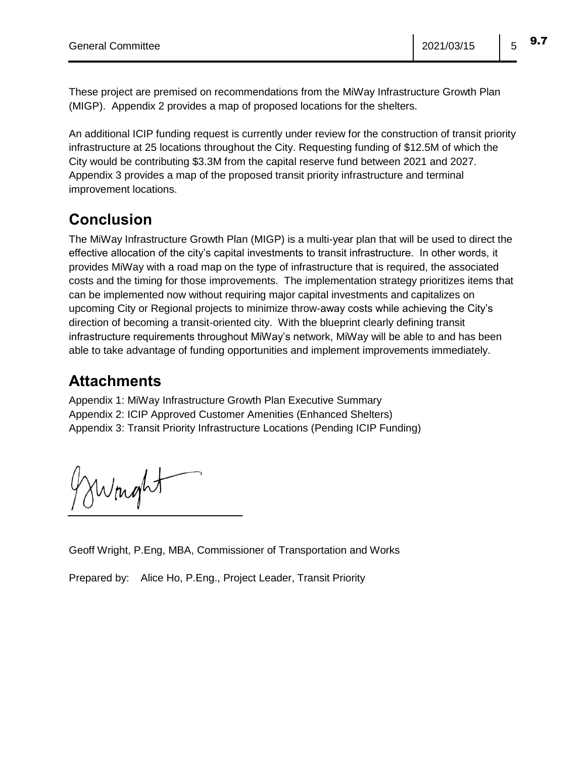These project are premised on recommendations from the MiWay Infrastructure Growth Plan (MIGP). Appendix 2 provides a map of proposed locations for the shelters.

An additional ICIP funding request is currently under review for the construction of transit priority infrastructure at 25 locations throughout the City. Requesting funding of $12.5M of which the City would be contributing $3.3M from the capital reserve fund between 2021 and 2027. Appendix 3 provides a map of the proposed transit priority infrastructure and terminal improvement locations.

## Conclusion

The MiWay Infrastructure Growth Plan (MIGP) is a multi-year plan that will be used to direct the effective allocation of the city's capital investments to transit infrastructure. In other words, it provides MiWay with a road map on the type of infrastructure that is required, the associated costs and the timing for those improvements. The implementation strategy prioritizes items that can be implemented now without requiring major capital investments and capitalizes on upcoming City or Regional projects to minimize throw-away costs while achieving the City's direction of becoming a transit-oriented city. With the blueprint clearly defining transit infrastructure requirements throughout MiWay's network, MiWay will be able to and has been able to take advantage of funding opportunities and implement improvements immediately.

## Attachments

Appendix 1: MiWay Infrastructure Growth Plan Executive Summary
Appendix 2: ICIP Approved Customer Amenities (Enhanced Shelters)
Appendix 3: Transit Priority Infrastructure Locations (Pending ICIP Funding)

Geoff Wright, P.Eng, MBA, Commissioner of Transportation and Works

Prepared by: Alice Ho, P.Eng., Project Leader, Transit Priority